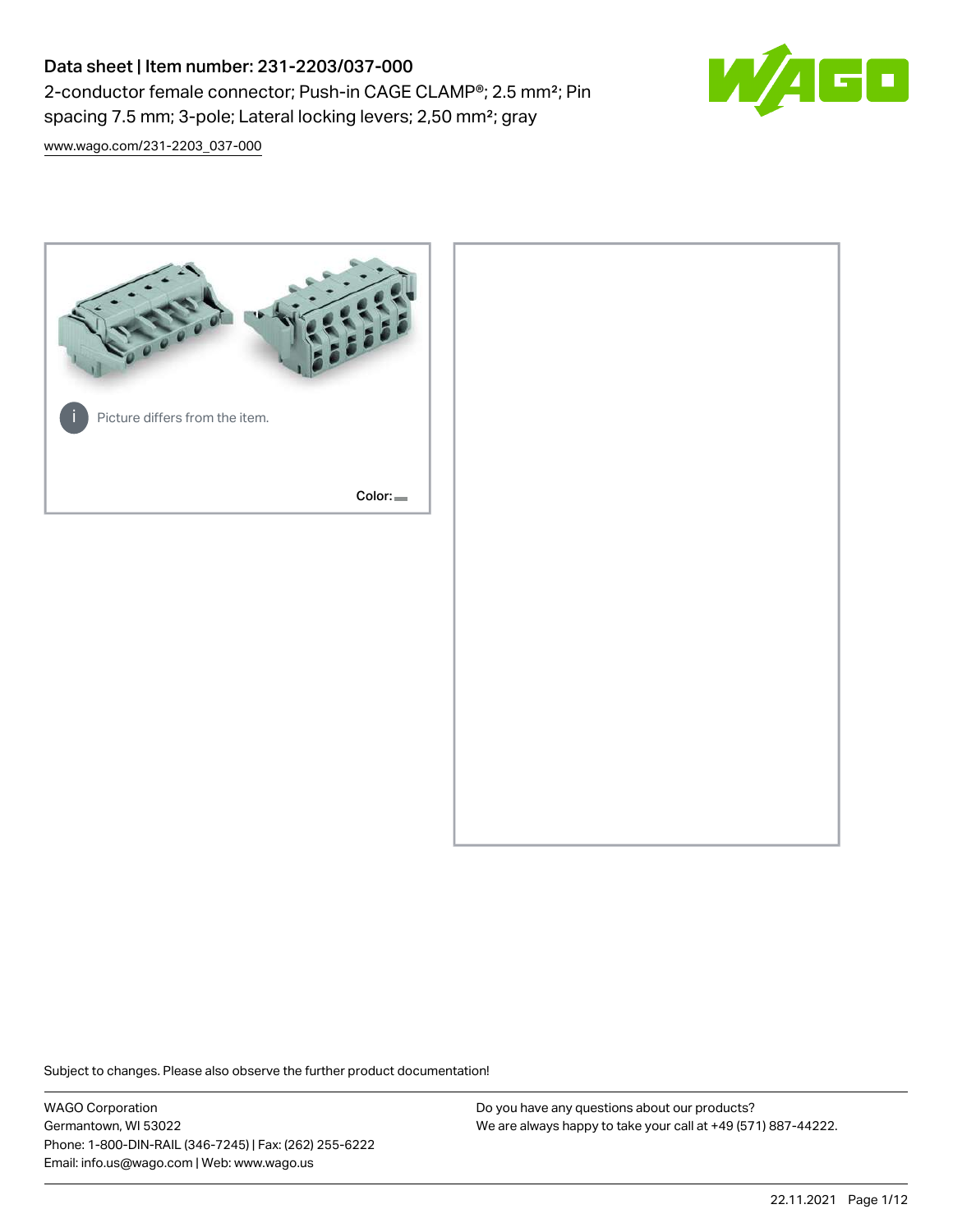# Data sheet | Item number: 231-2203/037-000

2-conductor female connector; Push-in CAGE CLAMP®; 2.5 mm²; Pin spacing 7.5 mm; 3-pole; Lateral locking levers; 2,50 mm²; gray

www.wago.com/231-2203_037-000

Picture differs from the item.

Color:

Subject to changes. Please also observe the further product documentation!

WAGO Corporation
Germantown, WI 53022
Phone: 1-800-DIN-RAIL (346-7245) | Fax: (262) 255-6222
Email: info.us@wago.com | Web: www.wago.us

Do you have any questions about our products?
We are always happy to take your call at +49 (571) 887-44222.

22.11.2021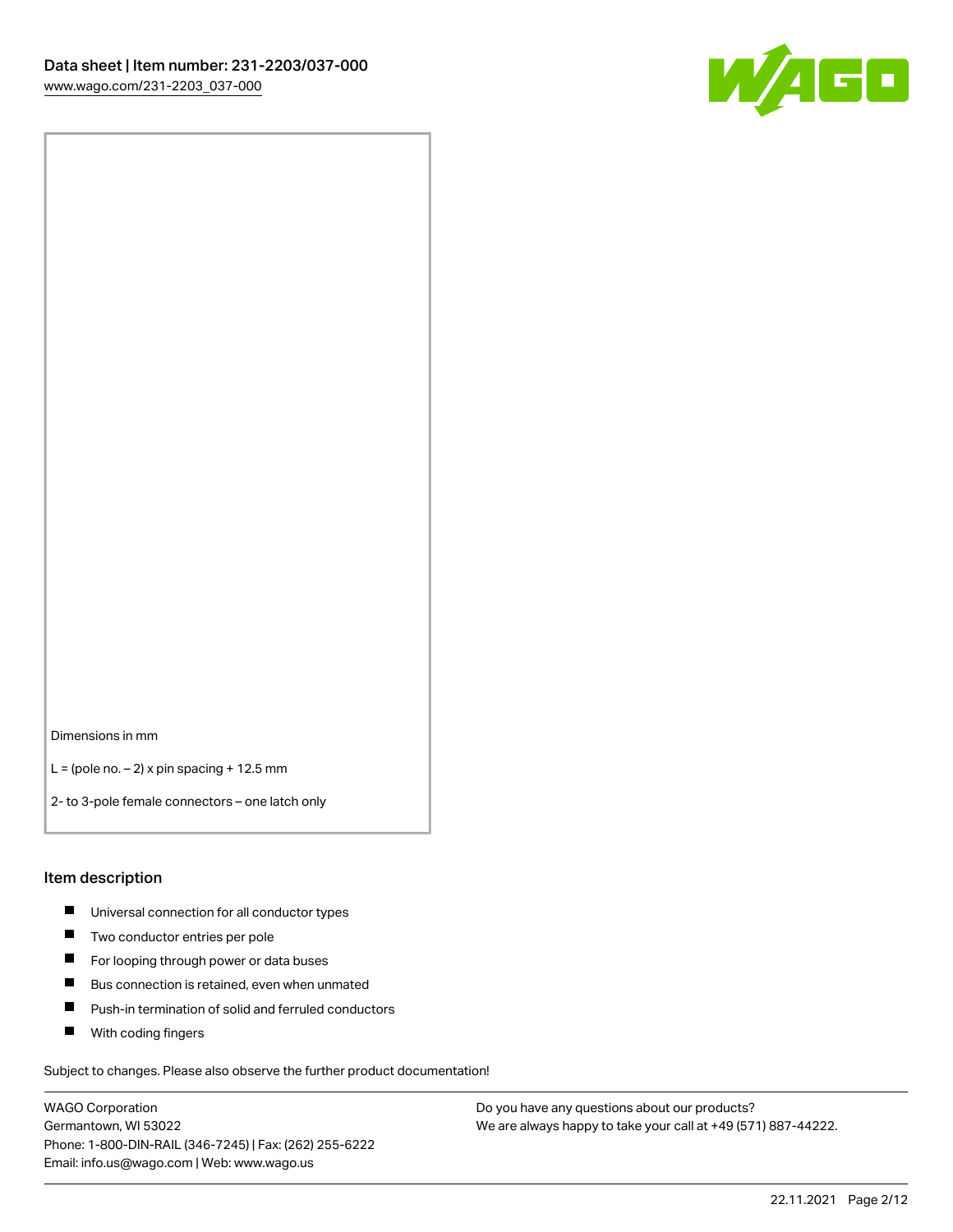Dimensions in mm

L = (pole no. − 2) x pin spacing + 12.5 mm

2- to 3-pole female connectors – one latch only

## Item description

- Universal connection for all conductor types
- Two conductor entries per pole
- For looping through power or data buses
- Bus connection is retained, even when unmated
- Push-in termination of solid and ferruled conductors
- With coding fingers

Subject to changes. Please also observe the further product documentation!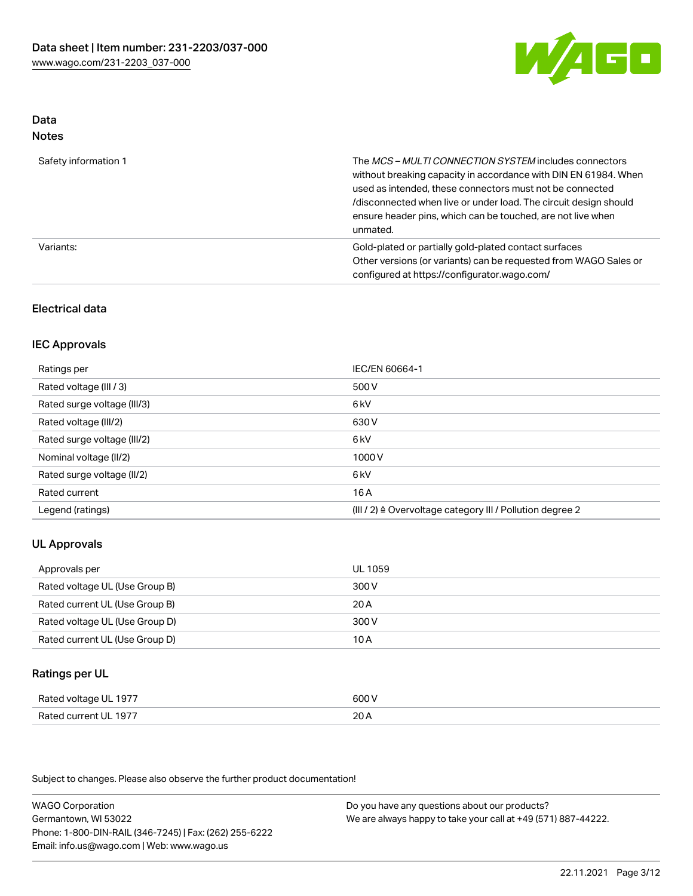## Data
### Notes

| | |
|---|---|
| Safety information 1 | The *MCS – MULTI CONNECTION SYSTEM* includes connectors without breaking capacity in accordance with DIN EN 61984. When used as intended, these connectors must not be connected /disconnected when live or under load. The circuit design should ensure header pins, which can be touched, are not live when unmated. |
| Variants: | Gold-plated or partially gold-plated contact surfaces<br>Other versions (or variants) can be requested from WAGO Sales or configured at https://configurator.wago.com/ |

## Electrical data

### IEC Approvals

| | |
|---|---|
| Ratings per | IEC/EN 60664-1 |
| Rated voltage (III / 3) | 500 V |
| Rated surge voltage (III/3) | 6 kV |
| Rated voltage (III/2) | 630 V |
| Rated surge voltage (III/2) | 6 kV |
| Nominal voltage (II/2) | 1000 V |
| Rated surge voltage (II/2) | 6 kV |
| Rated current | 16 A |
| Legend (ratings) | (III / 2) ≙ Overvoltage category III / Pollution degree 2 |

### UL Approvals

| | |
|---|---|
| Approvals per | UL 1059 |
| Rated voltage UL (Use Group B) | 300 V |
| Rated current UL (Use Group B) | 20 A |
| Rated voltage UL (Use Group D) | 300 V |
| Rated current UL (Use Group D) | 10 A |

### Ratings per UL

| | |
|---|---|
| Rated voltage UL 1977 | 600 V |
| Rated current UL 1977 | 20 A |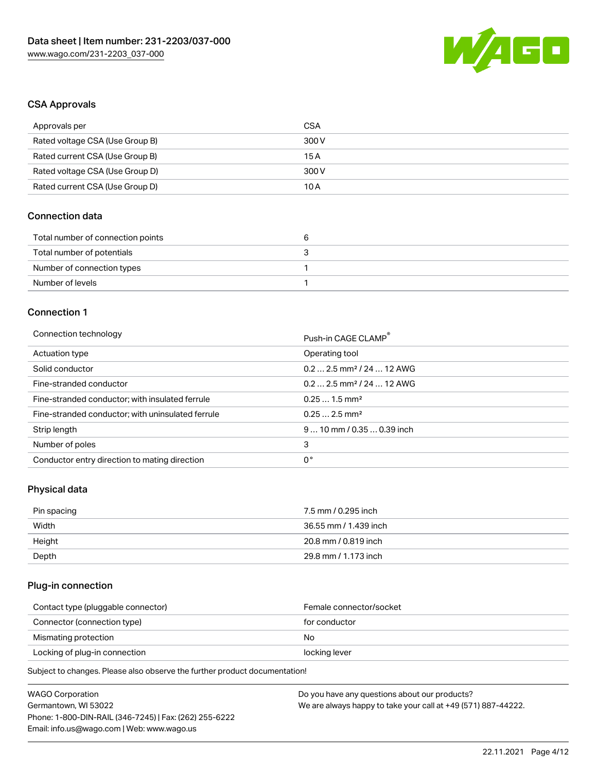## CSA Approvals

| Approvals per | CSA |
| --- | --- |
| Rated voltage CSA (Use Group B) | 300 V |
| Rated current CSA (Use Group B) | 15 A |
| Rated voltage CSA (Use Group D) | 300 V |
| Rated current CSA (Use Group D) | 10 A |

## Connection data

| Total number of connection points | 6 |
| --- | --- |
| Total number of potentials | 3 |
| Number of connection types | 1 |
| Number of levels | 1 |

## Connection 1

| Connection technology | Push-in CAGE CLAMP® |
| --- | --- |
| Actuation type | Operating tool |
| Solid conductor | 0.2 … 2.5 mm² / 24 … 12 AWG |
| Fine-stranded conductor | 0.2 … 2.5 mm² / 24 … 12 AWG |
| Fine-stranded conductor; with insulated ferrule | 0.25 … 1.5 mm² |
| Fine-stranded conductor; with uninsulated ferrule | 0.25 … 2.5 mm² |
| Strip length | 9 … 10 mm / 0.35 … 0.39 inch |
| Number of poles | 3 |
| Conductor entry direction to mating direction | 0 ° |

## Physical data

| Pin spacing | 7.5 mm / 0.295 inch |
| --- | --- |
| Width | 36.55 mm / 1.439 inch |
| Height | 20.8 mm / 0.819 inch |
| Depth | 29.8 mm / 1.173 inch |

## Plug-in connection

| Contact type (pluggable connector) | Female connector/socket |
| --- | --- |
| Connector (connection type) | for conductor |
| Mismating protection | No |
| Locking of plug-in connection | locking lever |

Subject to changes. Please also observe the further product documentation!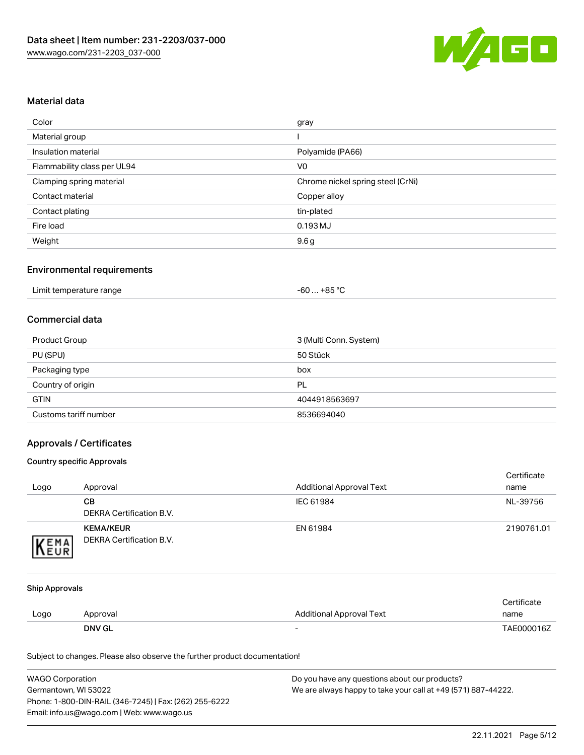## Material data

| | |
|---|---|
| Color | gray |
| Material group | I |
| Insulation material | Polyamide (PA66) |
| Flammability class per UL94 | V0 |
| Clamping spring material | Chrome nickel spring steel (CrNi) |
| Contact material | Copper alloy |
| Contact plating | tin-plated |
| Fire load | 0.193 MJ |
| Weight | 9.6 g |

## Environmental requirements

| | |
|---|---|
| Limit temperature range | -60 … +85 °C |

## Commercial data

| | |
|---|---|
| Product Group | 3 (Multi Conn. System) |
| PU (SPU) | 50 Stück |
| Packaging type | box |
| Country of origin | PL |
| GTIN | 4044918563697 |
| Customs tariff number | 8536694040 |

## Approvals / Certificates

### Country specific Approvals

| Logo | Approval | Additional Approval Text | Certificate name |
|---|---|---|---|
| | **CB**<br>DEKRA Certification B.V. | IEC 61984 | NL-39756 |
| | **KEMA/KEUR**<br>DEKRA Certification B.V. | EN 61984 | 2190761.01 |

### Ship Approvals

| Logo | Approval | Additional Approval Text | Certificate name |
|---|---|---|---|
| | **DNV GL** | - | TAE000016Z |

Subject to changes. Please also observe the further product documentation!

WAGO Corporation
Germantown, WI 53022
Phone: 1-800-DIN-RAIL (346-7245) | Fax: (262) 255-6222
Email: info.us@wago.com | Web: www.wago.us

Do you have any questions about our products?
We are always happy to take your call at +49 (571) 887-44222.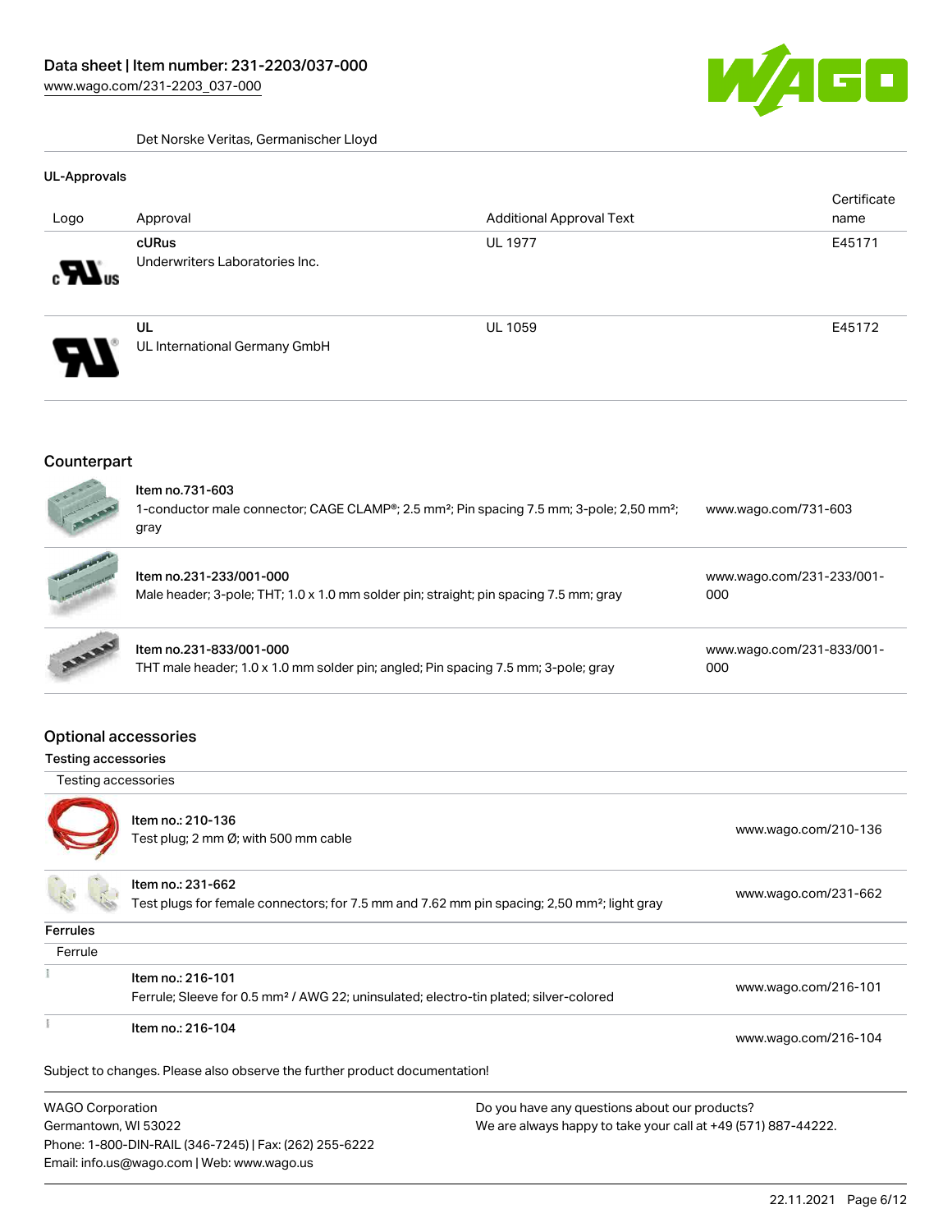Det Norske Veritas, Germanischer Lloyd

### UL-Approvals

| Logo | Approval | Additional Approval Text | Certificate name |
| --- | --- | --- | --- |
| | **cURus**<br>Underwriters Laboratories Inc. | UL 1977 | E45171 |
| | **UL**<br>UL International Germany GmbH | UL 1059 | E45172 |

## Counterpart

| | | |
| --- | --- | --- |
| | Item no.731-603<br>1-conductor male connector; CAGE CLAMP®; 2.5 mm²; Pin spacing 7.5 mm; 3-pole; 2,50 mm²; gray | www.wago.com/731-603 |
| | Item no.231-233/001-000<br>Male header; 3-pole; THT; 1.0 x 1.0 mm solder pin; straight; pin spacing 7.5 mm; gray | www.wago.com/231-233/001-000 |
| | Item no.231-833/001-000<br>THT male header; 1.0 x 1.0 mm solder pin; angled; Pin spacing 7.5 mm; 3-pole; gray | www.wago.com/231-833/001-000 |

## Optional accessories

### Testing accessories

| Testing accessories | | |
| --- | --- | --- |
| | Item no.: 210-136<br>Test plug; 2 mm Ø; with 500 mm cable | www.wago.com/210-136 |
| | Item no.: 231-662<br>Test plugs for female connectors; for 7.5 mm and 7.62 mm pin spacing; 2,50 mm²; light gray | www.wago.com/231-662 |

### Ferrules

| Ferrule | | |
| --- | --- | --- |
| | Item no.: 216-101<br>Ferrule; Sleeve for 0.5 mm² / AWG 22; uninsulated; electro-tin plated; silver-colored | www.wago.com/216-101 |
| | Item no.: 216-104 | www.wago.com/216-104 |

Subject to changes. Please also observe the further product documentation!

WAGO Corporation
Germantown, WI 53022
Phone: 1-800-DIN-RAIL (346-7245) | Fax: (262) 255-6222
Email: info.us@wago.com | Web: www.wago.us

Do you have any questions about our products?
We are always happy to take your call at +49 (571) 887-44222.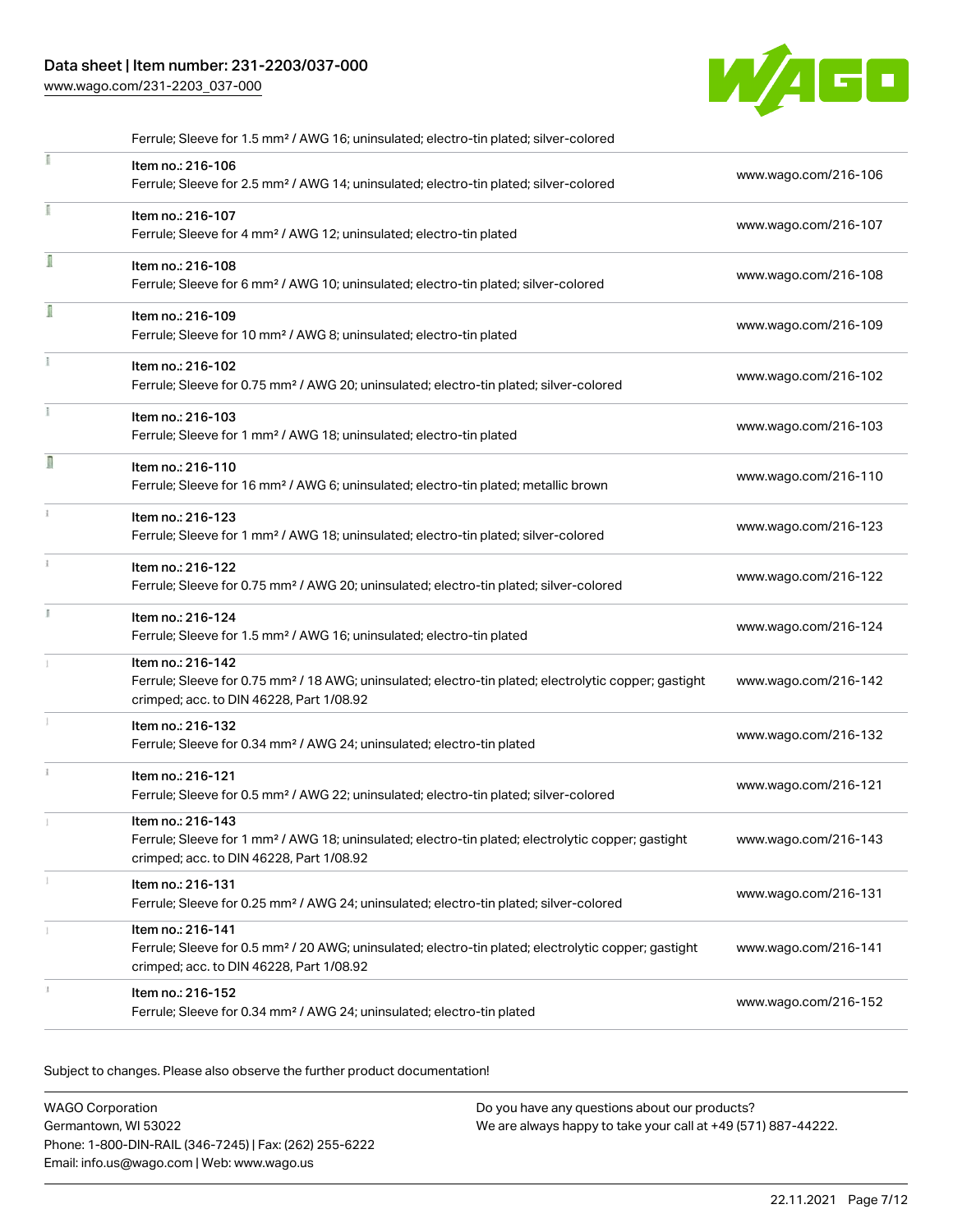Ferrule; Sleeve for 1.5 mm² / AWG 16; uninsulated; electro-tin plated; silver-colored

| Item | Link |
| --- | --- |
| Item no.: 216-106<br>Ferrule; Sleeve for 2.5 mm² / AWG 14; uninsulated; electro-tin plated; silver-colored | www.wago.com/216-106 |
| Item no.: 216-107<br>Ferrule; Sleeve for 4 mm² / AWG 12; uninsulated; electro-tin plated | www.wago.com/216-107 |
| Item no.: 216-108<br>Ferrule; Sleeve for 6 mm² / AWG 10; uninsulated; electro-tin plated; silver-colored | www.wago.com/216-108 |
| Item no.: 216-109<br>Ferrule; Sleeve for 10 mm² / AWG 8; uninsulated; electro-tin plated | www.wago.com/216-109 |
| Item no.: 216-102<br>Ferrule; Sleeve for 0.75 mm² / AWG 20; uninsulated; electro-tin plated; silver-colored | www.wago.com/216-102 |
| Item no.: 216-103<br>Ferrule; Sleeve for 1 mm² / AWG 18; uninsulated; electro-tin plated | www.wago.com/216-103 |
| Item no.: 216-110<br>Ferrule; Sleeve for 16 mm² / AWG 6; uninsulated; electro-tin plated; metallic brown | www.wago.com/216-110 |
| Item no.: 216-123<br>Ferrule; Sleeve for 1 mm² / AWG 18; uninsulated; electro-tin plated; silver-colored | www.wago.com/216-123 |
| Item no.: 216-122<br>Ferrule; Sleeve for 0.75 mm² / AWG 20; uninsulated; electro-tin plated; silver-colored | www.wago.com/216-122 |
| Item no.: 216-124<br>Ferrule; Sleeve for 1.5 mm² / AWG 16; uninsulated; electro-tin plated | www.wago.com/216-124 |
| Item no.: 216-142<br>Ferrule; Sleeve for 0.75 mm² / 18 AWG; uninsulated; electro-tin plated; electrolytic copper; gastight crimped; acc. to DIN 46228, Part 1/08.92 | www.wago.com/216-142 |
| Item no.: 216-132<br>Ferrule; Sleeve for 0.34 mm² / AWG 24; uninsulated; electro-tin plated | www.wago.com/216-132 |
| Item no.: 216-121<br>Ferrule; Sleeve for 0.5 mm² / AWG 22; uninsulated; electro-tin plated; silver-colored | www.wago.com/216-121 |
| Item no.: 216-143<br>Ferrule; Sleeve for 1 mm² / AWG 18; uninsulated; electro-tin plated; electrolytic copper; gastight crimped; acc. to DIN 46228, Part 1/08.92 | www.wago.com/216-143 |
| Item no.: 216-131<br>Ferrule; Sleeve for 0.25 mm² / AWG 24; uninsulated; electro-tin plated; silver-colored | www.wago.com/216-131 |
| Item no.: 216-141<br>Ferrule; Sleeve for 0.5 mm² / 20 AWG; uninsulated; electro-tin plated; electrolytic copper; gastight crimped; acc. to DIN 46228, Part 1/08.92 | www.wago.com/216-141 |
| Item no.: 216-152<br>Ferrule; Sleeve for 0.34 mm² / AWG 24; uninsulated; electro-tin plated | www.wago.com/216-152 |

Subject to changes. Please also observe the further product documentation!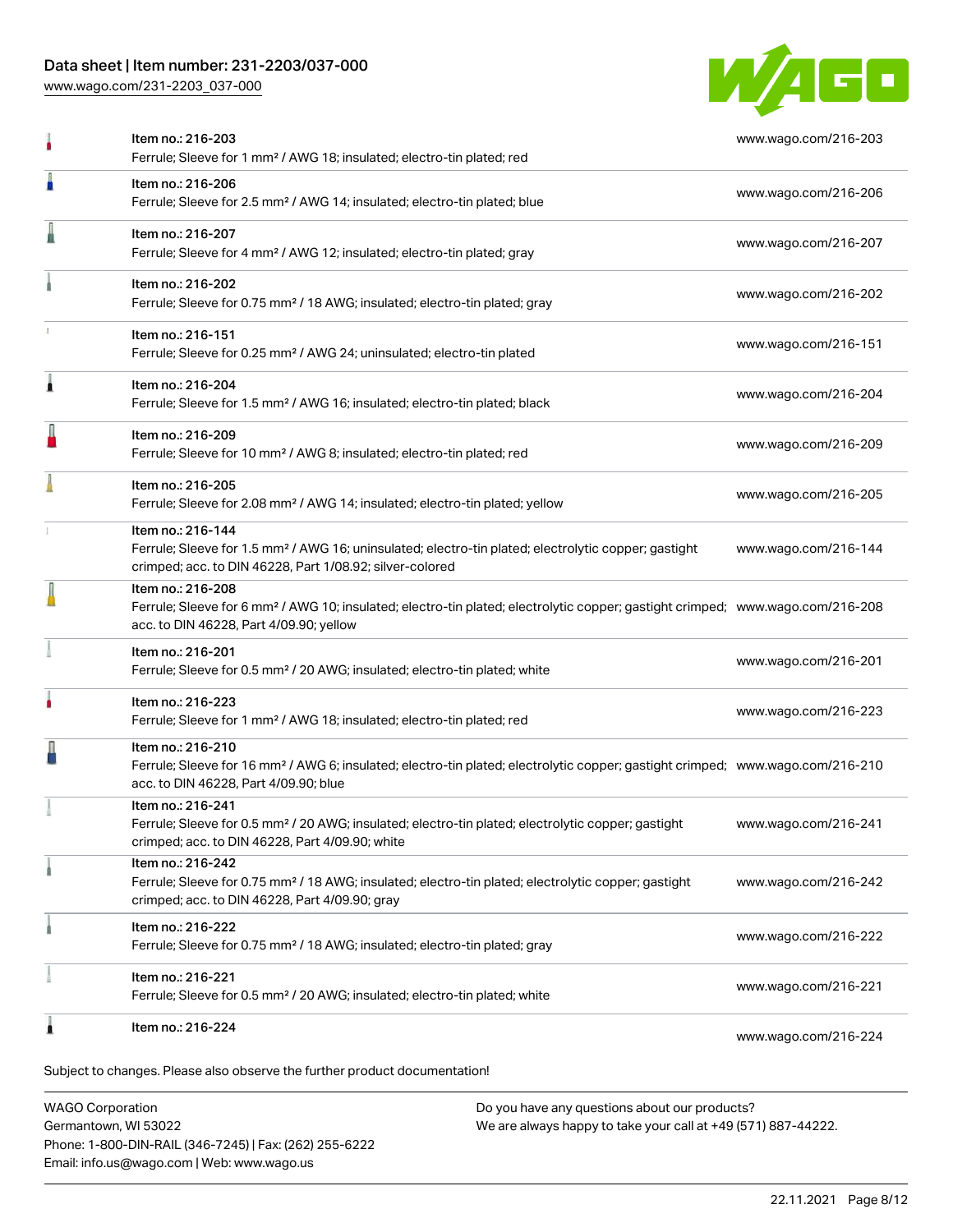| Item | Link |
| --- | --- |
| Item no.: 216-203<br>Ferrule; Sleeve for 1 mm² / AWG 18; insulated; electro-tin plated; red | www.wago.com/216-203 |
| Item no.: 216-206<br>Ferrule; Sleeve for 2.5 mm² / AWG 14; insulated; electro-tin plated; blue | www.wago.com/216-206 |
| Item no.: 216-207<br>Ferrule; Sleeve for 4 mm² / AWG 12; insulated; electro-tin plated; gray | www.wago.com/216-207 |
| Item no.: 216-202<br>Ferrule; Sleeve for 0.75 mm² / 18 AWG; insulated; electro-tin plated; gray | www.wago.com/216-202 |
| Item no.: 216-151<br>Ferrule; Sleeve for 0.25 mm² / AWG 24; uninsulated; electro-tin plated | www.wago.com/216-151 |
| Item no.: 216-204<br>Ferrule; Sleeve for 1.5 mm² / AWG 16; insulated; electro-tin plated; black | www.wago.com/216-204 |
| Item no.: 216-209<br>Ferrule; Sleeve for 10 mm² / AWG 8; insulated; electro-tin plated; red | www.wago.com/216-209 |
| Item no.: 216-205<br>Ferrule; Sleeve for 2.08 mm² / AWG 14; insulated; electro-tin plated; yellow | www.wago.com/216-205 |
| Item no.: 216-144<br>Ferrule; Sleeve for 1.5 mm² / AWG 16; uninsulated; electro-tin plated; electrolytic copper; gastight crimped; acc. to DIN 46228, Part 1/08.92; silver-colored | www.wago.com/216-144 |
| Item no.: 216-208<br>Ferrule; Sleeve for 6 mm² / AWG 10; insulated; electro-tin plated; electrolytic copper; gastight crimped; acc. to DIN 46228, Part 4/09.90; yellow | www.wago.com/216-208 |
| Item no.: 216-201<br>Ferrule; Sleeve for 0.5 mm² / 20 AWG; insulated; electro-tin plated; white | www.wago.com/216-201 |
| Item no.: 216-223<br>Ferrule; Sleeve for 1 mm² / AWG 18; insulated; electro-tin plated; red | www.wago.com/216-223 |
| Item no.: 216-210<br>Ferrule; Sleeve for 16 mm² / AWG 6; insulated; electro-tin plated; electrolytic copper; gastight crimped; acc. to DIN 46228, Part 4/09.90; blue | www.wago.com/216-210 |
| Item no.: 216-241<br>Ferrule; Sleeve for 0.5 mm² / 20 AWG; insulated; electro-tin plated; electrolytic copper; gastight crimped; acc. to DIN 46228, Part 4/09.90; white | www.wago.com/216-241 |
| Item no.: 216-242<br>Ferrule; Sleeve for 0.75 mm² / 18 AWG; insulated; electro-tin plated; electrolytic copper; gastight crimped; acc. to DIN 46228, Part 4/09.90; gray | www.wago.com/216-242 |
| Item no.: 216-222<br>Ferrule; Sleeve for 0.75 mm² / 18 AWG; insulated; electro-tin plated; gray | www.wago.com/216-222 |
| Item no.: 216-221<br>Ferrule; Sleeve for 0.5 mm² / 20 AWG; insulated; electro-tin plated; white | www.wago.com/216-221 |
| Item no.: 216-224 | www.wago.com/216-224 |

Subject to changes. Please also observe the further product documentation!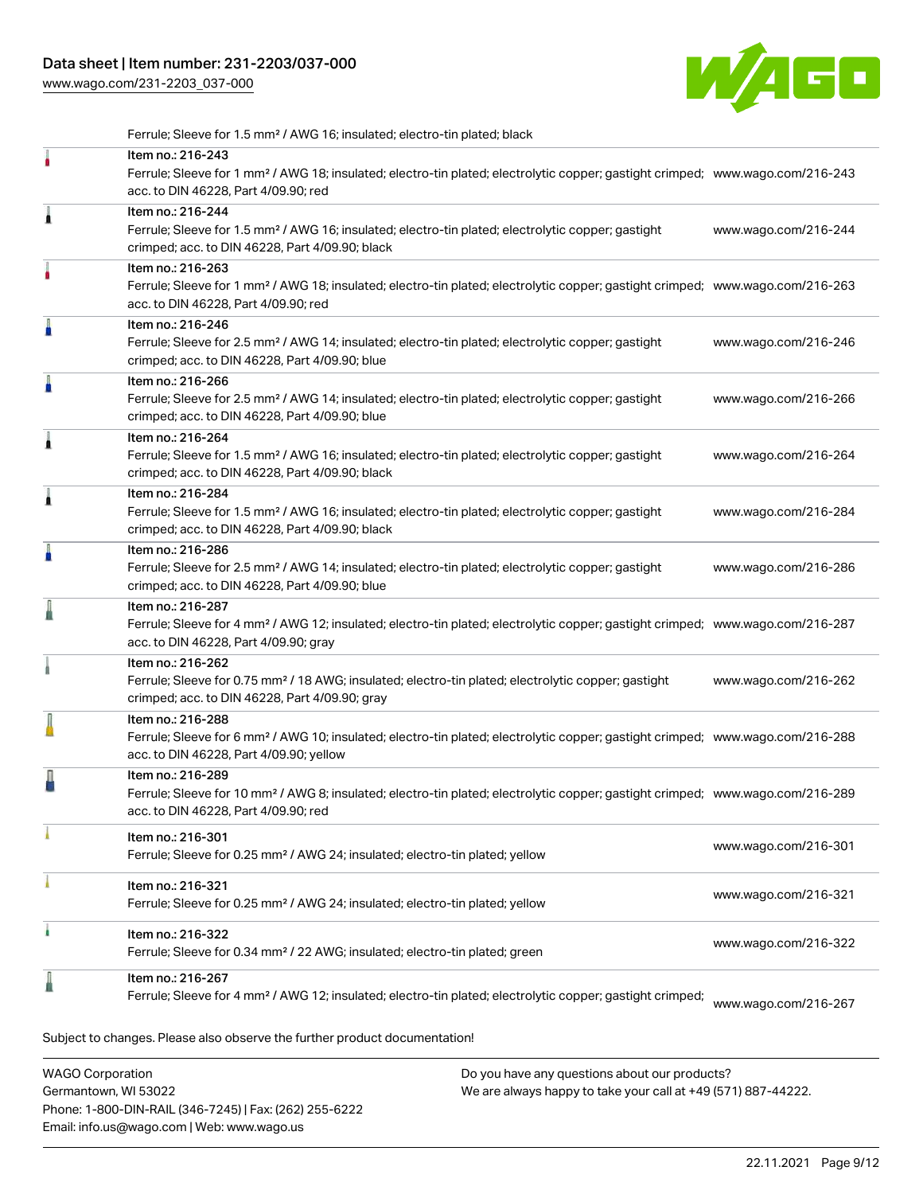Ferrule; Sleeve for 1.5 mm² / AWG 16; insulated; electro-tin plated; black

| Item | URL |
| --- | --- |
| Item no.: 216-243<br>Ferrule; Sleeve for 1 mm² / AWG 18; insulated; electro-tin plated; electrolytic copper; gastight crimped; acc. to DIN 46228, Part 4/09.90; red | www.wago.com/216-243 |
| Item no.: 216-244<br>Ferrule; Sleeve for 1.5 mm² / AWG 16; insulated; electro-tin plated; electrolytic copper; gastight crimped; acc. to DIN 46228, Part 4/09.90; black | www.wago.com/216-244 |
| Item no.: 216-263<br>Ferrule; Sleeve for 1 mm² / AWG 18; insulated; electro-tin plated; electrolytic copper; gastight crimped; acc. to DIN 46228, Part 4/09.90; red | www.wago.com/216-263 |
| Item no.: 216-246<br>Ferrule; Sleeve for 2.5 mm² / AWG 14; insulated; electro-tin plated; electrolytic copper; gastight crimped; acc. to DIN 46228, Part 4/09.90; blue | www.wago.com/216-246 |
| Item no.: 216-266<br>Ferrule; Sleeve for 2.5 mm² / AWG 14; insulated; electro-tin plated; electrolytic copper; gastight crimped; acc. to DIN 46228, Part 4/09.90; blue | www.wago.com/216-266 |
| Item no.: 216-264<br>Ferrule; Sleeve for 1.5 mm² / AWG 16; insulated; electro-tin plated; electrolytic copper; gastight crimped; acc. to DIN 46228, Part 4/09.90; black | www.wago.com/216-264 |
| Item no.: 216-284<br>Ferrule; Sleeve for 1.5 mm² / AWG 16; insulated; electro-tin plated; electrolytic copper; gastight crimped; acc. to DIN 46228, Part 4/09.90; black | www.wago.com/216-284 |
| Item no.: 216-286<br>Ferrule; Sleeve for 2.5 mm² / AWG 14; insulated; electro-tin plated; electrolytic copper; gastight crimped; acc. to DIN 46228, Part 4/09.90; blue | www.wago.com/216-286 |
| Item no.: 216-287<br>Ferrule; Sleeve for 4 mm² / AWG 12; insulated; electro-tin plated; electrolytic copper; gastight crimped; acc. to DIN 46228, Part 4/09.90; gray | www.wago.com/216-287 |
| Item no.: 216-262<br>Ferrule; Sleeve for 0.75 mm² / 18 AWG; insulated; electro-tin plated; electrolytic copper; gastight crimped; acc. to DIN 46228, Part 4/09.90; gray | www.wago.com/216-262 |
| Item no.: 216-288<br>Ferrule; Sleeve for 6 mm² / AWG 10; insulated; electro-tin plated; electrolytic copper; gastight crimped; acc. to DIN 46228, Part 4/09.90; yellow | www.wago.com/216-288 |
| Item no.: 216-289<br>Ferrule; Sleeve for 10 mm² / AWG 8; insulated; electro-tin plated; electrolytic copper; gastight crimped; acc. to DIN 46228, Part 4/09.90; red | www.wago.com/216-289 |
| Item no.: 216-301<br>Ferrule; Sleeve for 0.25 mm² / AWG 24; insulated; electro-tin plated; yellow | www.wago.com/216-301 |
| Item no.: 216-321<br>Ferrule; Sleeve for 0.25 mm² / AWG 24; insulated; electro-tin plated; yellow | www.wago.com/216-321 |
| Item no.: 216-322<br>Ferrule; Sleeve for 0.34 mm² / 22 AWG; insulated; electro-tin plated; green | www.wago.com/216-322 |
| Item no.: 216-267<br>Ferrule; Sleeve for 4 mm² / AWG 12; insulated; electro-tin plated; electrolytic copper; gastight crimped; | www.wago.com/216-267 |

Subject to changes. Please also observe the further product documentation!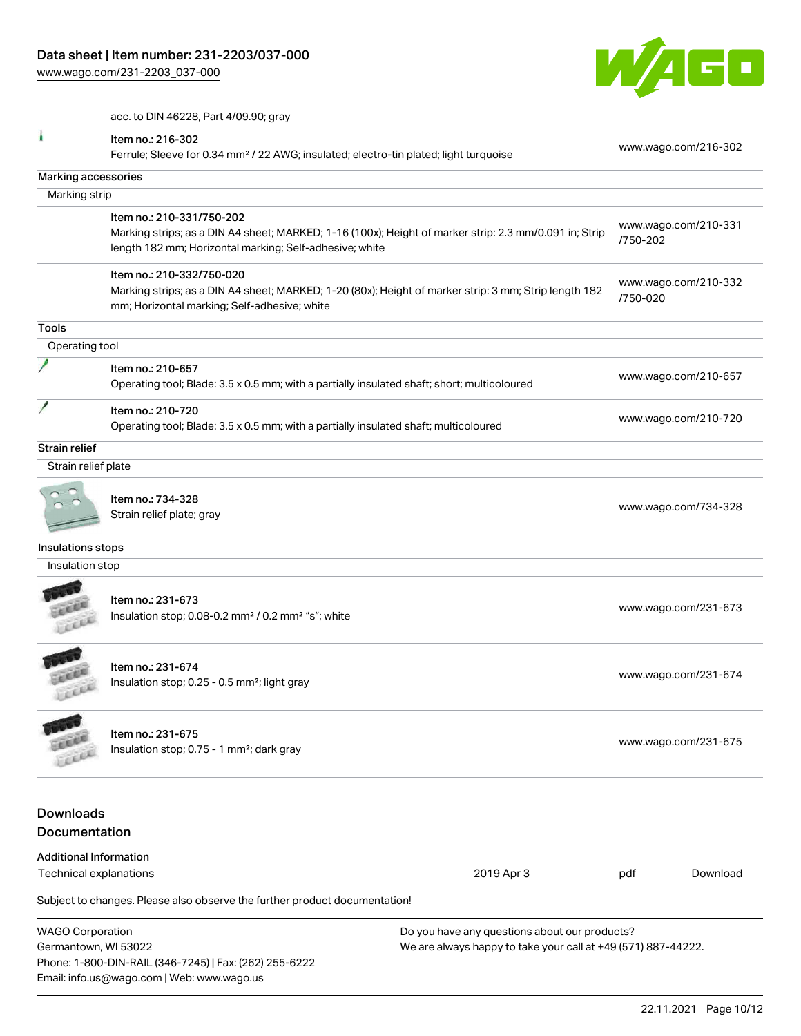acc. to DIN 46228, Part 4/09.90; gray

| | | |
|---|---|---|
| | Item no.: 216-302<br>Ferrule; Sleeve for 0.34 mm² / 22 AWG; insulated; electro-tin plated; light turquoise | www.wago.com/216-302 |

**Marking accessories**

Marking strip

| | | |
|---|---|---|
| | Item no.: 210-331/750-202<br>Marking strips; as a DIN A4 sheet; MARKED; 1-16 (100x); Height of marker strip: 2.3 mm/0.091 in; Strip length 182 mm; Horizontal marking; Self-adhesive; white | www.wago.com/210-331/750-202 |
| | Item no.: 210-332/750-020<br>Marking strips; as a DIN A4 sheet; MARKED; 1-20 (80x); Height of marker strip: 3 mm; Strip length 182 mm; Horizontal marking; Self-adhesive; white | www.wago.com/210-332/750-020 |

**Tools**

Operating tool

| | | |
|---|---|---|
| | Item no.: 210-657<br>Operating tool; Blade: 3.5 x 0.5 mm; with a partially insulated shaft; short; multicoloured | www.wago.com/210-657 |
| | Item no.: 210-720<br>Operating tool; Blade: 3.5 x 0.5 mm; with a partially insulated shaft; multicoloured | www.wago.com/210-720 |

**Strain relief**

Strain relief plate

| | | |
|---|---|---|
| | Item no.: 734-328<br>Strain relief plate; gray | www.wago.com/734-328 |

**Insulations stops**

Insulation stop

| | | |
|---|---|---|
| | Item no.: 231-673<br>Insulation stop; 0.08-0.2 mm² / 0.2 mm² "s"; white | www.wago.com/231-673 |
| | Item no.: 231-674<br>Insulation stop; 0.25 - 0.5 mm²; light gray | www.wago.com/231-674 |
| | Item no.: 231-675<br>Insulation stop; 0.75 - 1 mm²; dark gray | www.wago.com/231-675 |

## Downloads

## Documentation

**Additional Information**

| | | | |
|---|---|---|---|
| Technical explanations | 2019 Apr 3 | pdf | Download |

Subject to changes. Please also observe the further product documentation!

WAGO Corporation
Germantown, WI 53022
Phone: 1-800-DIN-RAIL (346-7245) | Fax: (262) 255-6222
Email: info.us@wago.com | Web: www.wago.us

Do you have any questions about our products?
We are always happy to take your call at +49 (571) 887-44222.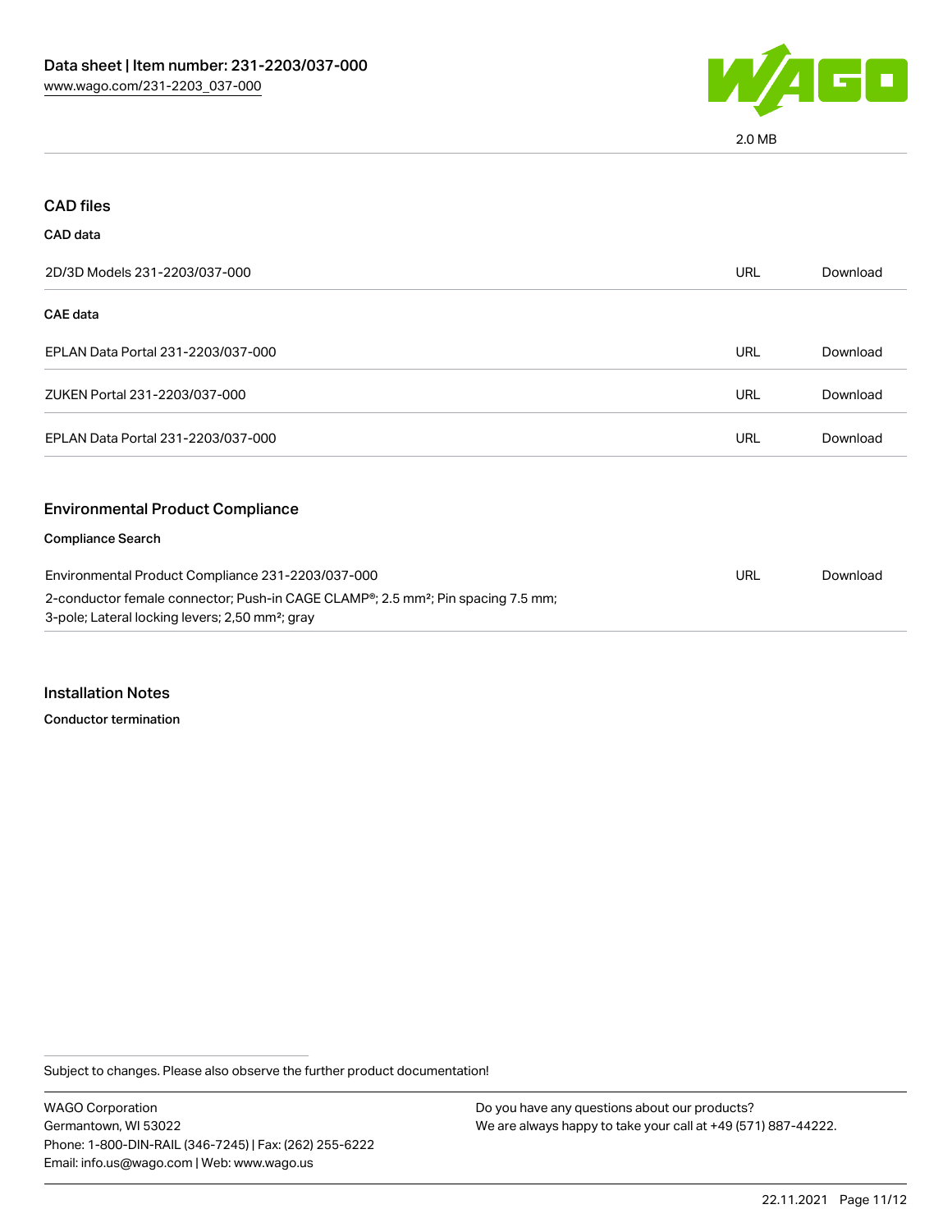2.0 MB

## CAD files

### CAD data

| 2D/3D Models 231-2203/037-000 | URL | Download |
| --- | --- | --- |

### CAE data

| EPLAN Data Portal 231-2203/037-000 | URL | Download |
| --- | --- | --- |
| ZUKEN Portal 231-2203/037-000 | URL | Download |
| EPLAN Data Portal 231-2203/037-000 | URL | Download |

## Environmental Product Compliance

### Compliance Search

| Environmental Product Compliance 231-2203/037-000<br>2-conductor female connector; Push-in CAGE CLAMP®; 2.5 mm²; Pin spacing 7.5 mm; 3-pole; Lateral locking levers; 2,50 mm²; gray | URL | Download |
| --- | --- | --- |

## Installation Notes

### Conductor termination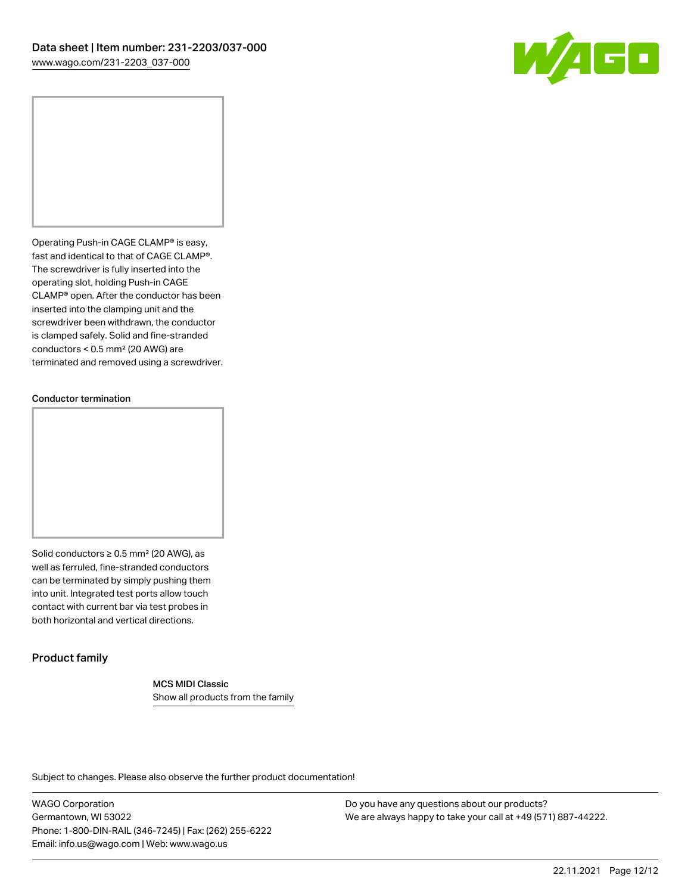Operating Push-in CAGE CLAMP® is easy, fast and identical to that of CAGE CLAMP®. The screwdriver is fully inserted into the operating slot, holding Push-in CAGE CLAMP® open. After the conductor has been inserted into the clamping unit and the screwdriver been withdrawn, the conductor is clamped safely. Solid and fine-stranded conductors < 0.5 mm² (20 AWG) are terminated and removed using a screwdriver.

Conductor termination

Solid conductors ≥ 0.5 mm² (20 AWG), as well as ferruled, fine-stranded conductors can be terminated by simply pushing them into unit. Integrated test ports allow touch contact with current bar via test probes in both horizontal and vertical directions.

## Product family

MCS MIDI Classic
Show all products from the family

Subject to changes. Please also observe the further product documentation!

WAGO Corporation
Germantown, WI 53022
Phone: 1-800-DIN-RAIL (346-7245) | Fax: (262) 255-6222
Email: info.us@wago.com | Web: www.wago.us

Do you have any questions about our products?
We are always happy to take your call at +49 (571) 887-44222.